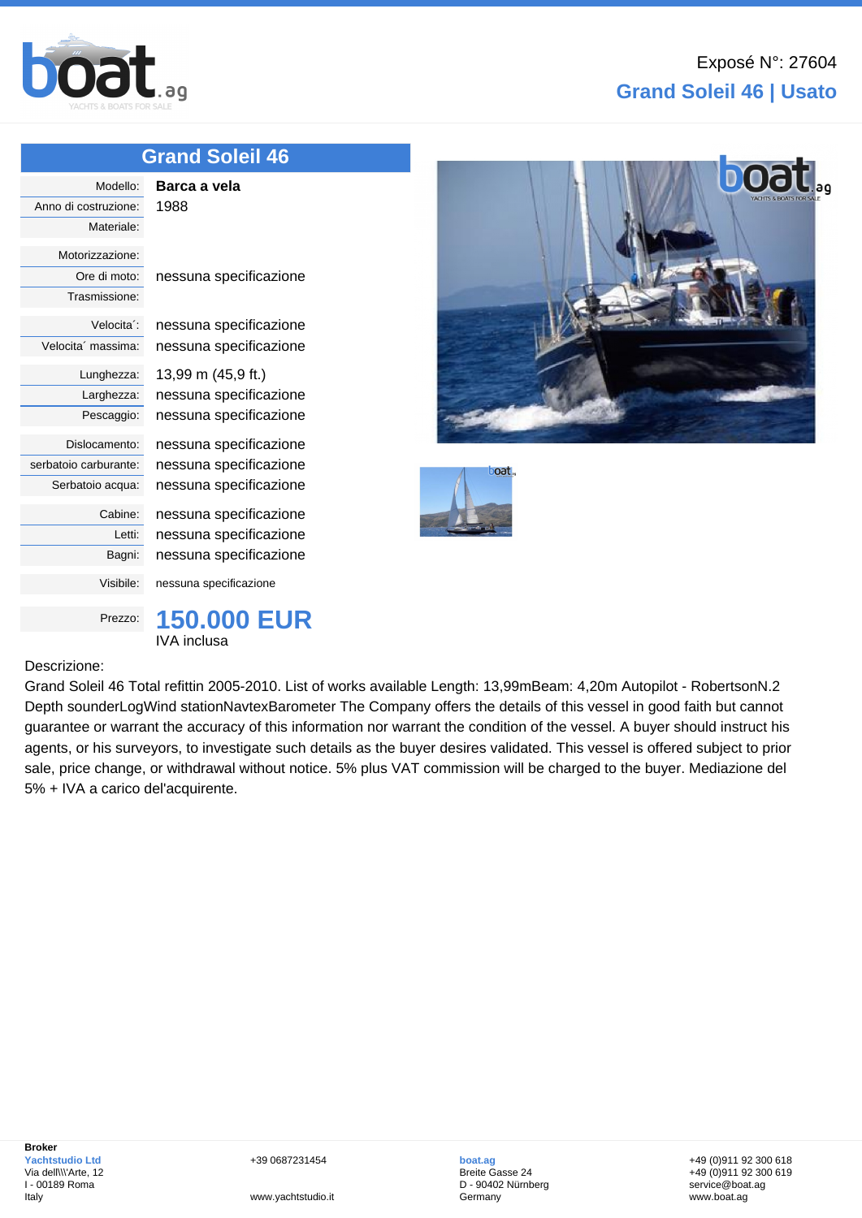Exposé N°: 27604

## Grand Soleil 46 | Usato

### Grand Soleil 46

| | |
|---|---|
| Modello: | **Barca a vela** |
| Anno di costruzione: | 1988 |
| Materiale: | |
| Motorizzazione: | |
| Ore di moto: | nessuna specificazione |
| Trasmissione: | |
| Velocita´: | nessuna specificazione |
| Velocita´ massima: | nessuna specificazione |
| Lunghezza: | 13,99 m (45,9 ft.) |
| Larghezza: | nessuna specificazione |
| Pescaggio: | nessuna specificazione |
| Dislocamento: | nessuna specificazione |
| serbatoio carburante: | nessuna specificazione |
| Serbatoio acqua: | nessuna specificazione |
| Cabine: | nessuna specificazione |
| Letti: | nessuna specificazione |
| Bagni: | nessuna specificazione |
| Visibile: | nessuna specificazione |
| Prezzo: | **150.000 EUR** IVA inclusa |

Descrizione:

Grand Soleil 46 Total refittin 2005-2010. List of works available Length: 13,99mBeam: 4,20m Autopilot - RobertsonN.2 Depth sounderLogWind stationNavtexBarometer The Company offers the details of this vessel in good faith but cannot guarantee or warrant the accuracy of this information nor warrant the condition of the vessel. A buyer should instruct his agents, or his surveyors, to investigate such details as the buyer desires validated. This vessel is offered subject to prior sale, price change, or withdrawal without notice. 5% plus VAT commission will be charged to the buyer. Mediazione del 5% + IVA a carico del'acquirente.

**Broker**
**Yachtstudio Ltd**
Via dell\\'Arte, 12
I - 00189 Roma
Italy

+39 0687231454
www.yachtstudio.it

**boat.ag**
Breite Gasse 24
D - 90402 Nürnberg
Germany

+49 (0)911 92 300 618
+49 (0)911 92 300 619
service@boat.ag
www.boat.ag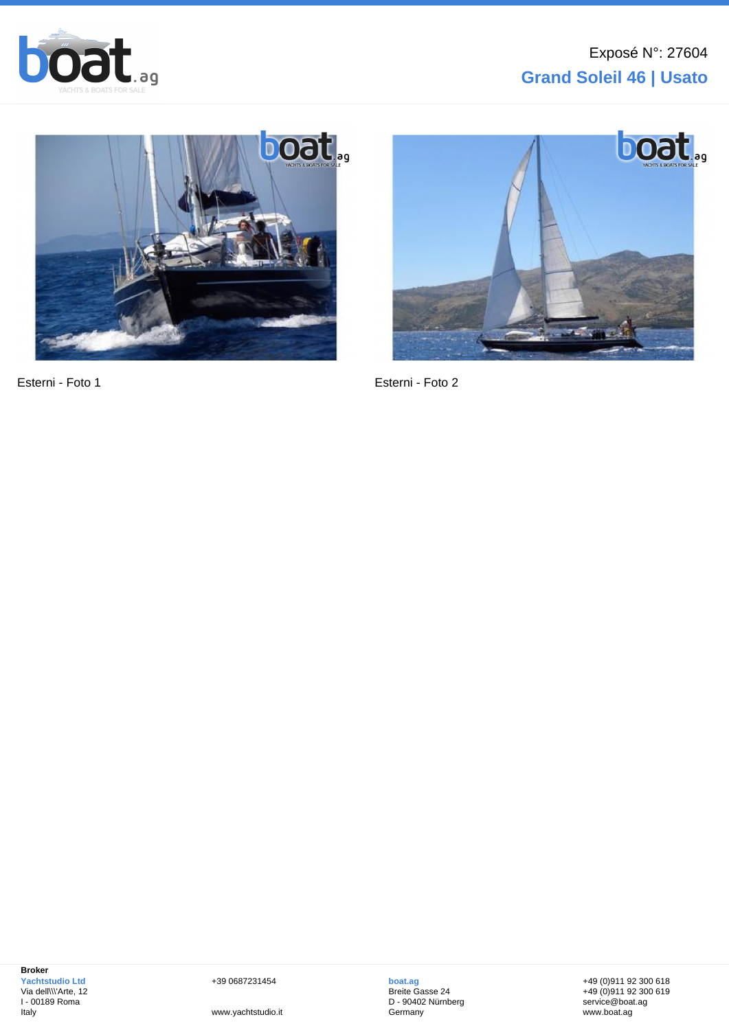Exposé N°: 27604

## Grand Soleil 46 | Usato

Esterni - Foto 1

Esterni - Foto 2

**Broker**
Yachtstudio Ltd
Via dell\\'Arte, 12
I - 00189 Roma
Italy

+39 0687231454

www.yachtstudio.it

boat.ag
Breite Gasse 24
D - 90402 Nürnberg
Germany

+49 (0)911 92 300 618
+49 (0)911 92 300 619
service@boat.ag
www.boat.ag